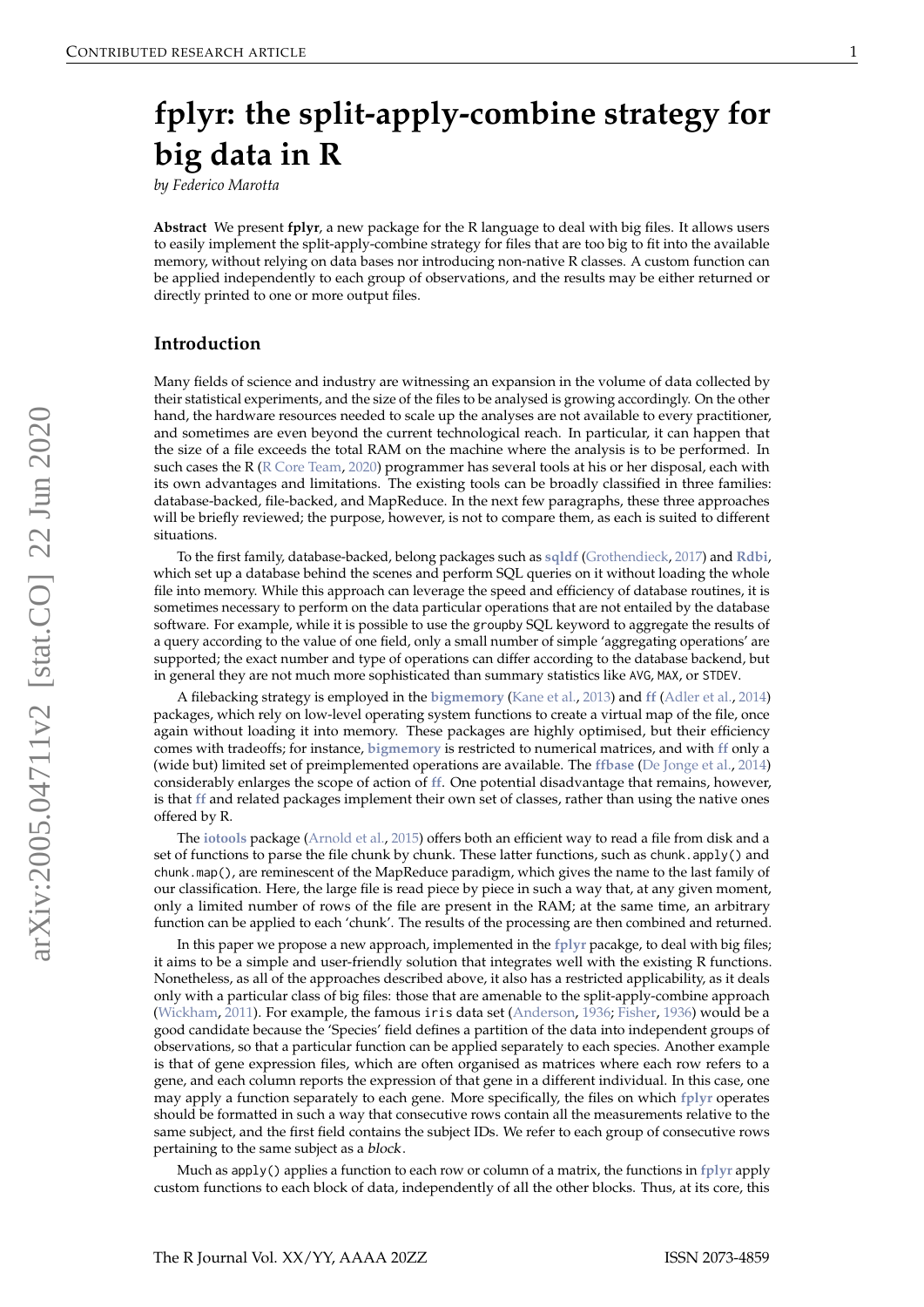# fplyr: the split-apply-combine strategy for big data in R

*by Federico Marotta*

**Abstract** We present **fplyr**, a new package for the R language to deal with big files. It allows users to easily implement the split-apply-combine strategy for files that are too big to fit into the available memory, without relying on data bases nor introducing non-native R classes. A custom function can be applied independently to each group of observations, and the results may be either returned or directly printed to one or more output files.

## Introduction

Many fields of science and industry are witnessing an expansion in the volume of data collected by their statistical experiments, and the size of the files to be analysed is growing accordingly. On the other hand, the hardware resources needed to scale up the analyses are not available to every practitioner, and sometimes are even beyond the current technological reach. In particular, it can happen that the size of a file exceeds the total RAM on the machine where the analysis is to be performed. In such cases the R (R Core Team, 2020) programmer has several tools at his or her disposal, each with its own advantages and limitations. The existing tools can be broadly classified in three families: database-backed, file-backed, and MapReduce. In the next few paragraphs, these three approaches will be briefly reviewed; the purpose, however, is not to compare them, as each is suited to different situations.

To the first family, database-backed, belong packages such as **sqldf** (Grothendieck, 2017) and **Rdbi**, which set up a database behind the scenes and perform SQL queries on it without loading the whole file into memory. While this approach can leverage the speed and efficiency of database routines, it is sometimes necessary to perform on the data particular operations that are not entailed by the database software. For example, while it is possible to use the `groupby` SQL keyword to aggregate the results of a query according to the value of one field, only a small number of simple 'aggregating operations' are supported; the exact number and type of operations can differ according to the database backend, but in general they are not much more sophisticated than summary statistics like `AVG`, `MAX`, or `STDEV`.

A filebacking strategy is employed in the **bigmemory** (Kane et al., 2013) and **ff** (Adler et al., 2014) packages, which rely on low-level operating system functions to create a virtual map of the file, once again without loading it into memory. These packages are highly optimised, but their efficiency comes with tradeoffs; for instance, **bigmemory** is restricted to numerical matrices, and with **ff** only a (wide but) limited set of preimplemented operations are available. The **ffbase** (De Jonge et al., 2014) considerably enlarges the scope of action of **ff**. One potential disadvantage that remains, however, is that **ff** and related packages implement their own set of classes, rather than using the native ones offered by R.

The **iotools** package (Arnold et al., 2015) offers both an efficient way to read a file from disk and a set of functions to parse the file chunk by chunk. These latter functions, such as `chunk.apply()` and `chunk.map()`, are reminescent of the MapReduce paradigm, which gives the name to the last family of our classification. Here, the large file is read piece by piece in such a way that, at any given moment, only a limited number of rows of the file are present in the RAM; at the same time, an arbitrary function can be applied to each 'chunk'. The results of the processing are then combined and returned.

In this paper we propose a new approach, implemented in the **fplyr** pacakge, to deal with big files; it aims to be a simple and user-friendly solution that integrates well with the existing R functions. Nonetheless, as all of the approaches described above, it also has a restricted applicability, as it deals only with a particular class of big files: those that are amenable to the split-apply-combine approach (Wickham, 2011). For example, the famous `iris` data set (Anderson, 1936; Fisher, 1936) would be a good candidate because the 'Species' field defines a partition of the data into independent groups of observations, so that a particular function can be applied separately to each species. Another example is that of gene expression files, which are often organised as matrices where each row refers to a gene, and each column reports the expression of that gene in a different individual. In this case, one may apply a function separately to each gene. More specifically, the files on which **fplyr** operates should be formatted in such a way that consecutive rows contain all the measurements relative to the same subject, and the first field contains the subject IDs. We refer to each group of consecutive rows pertaining to the same subject as a *block*.

Much as `apply()` applies a function to each row or column of a matrix, the functions in **fplyr** apply custom functions to each block of data, independently of all the other blocks. Thus, at its core, this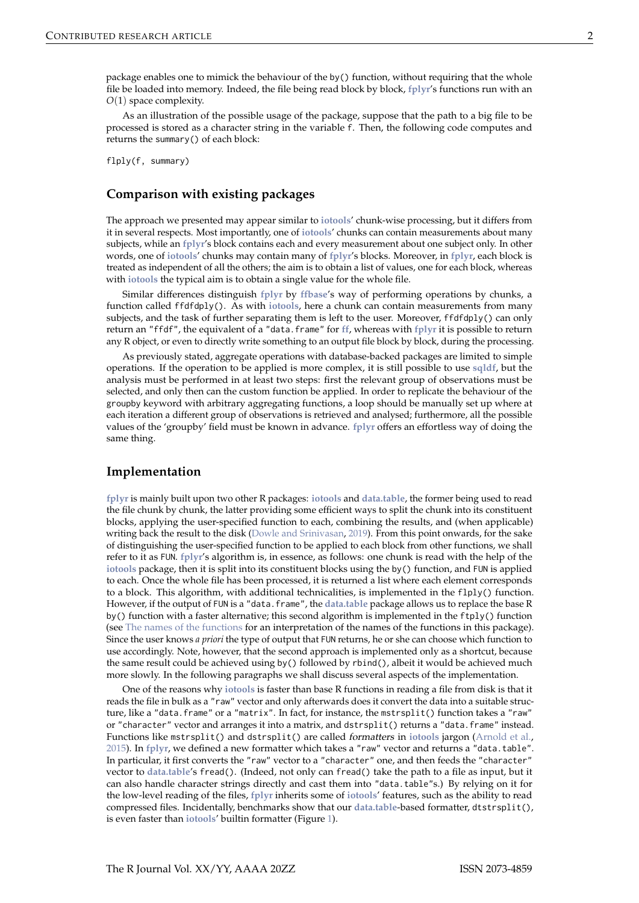package enables one to mimick the behaviour of the by() function, without requiring that the whole file be loaded into memory. Indeed, the file being read block by block, **fplyr**'s functions run with an $O(1)$ space complexity.

As an illustration of the possible usage of the package, suppose that the path to a big file to be processed is stored as a character string in the variable f. Then, the following code computes and returns the summary() of each block:

```
flply(f, summary)
```

## Comparison with existing packages

The approach we presented may appear similar to **iotools**' chunk-wise processing, but it differs from it in several respects. Most importantly, one of **iotools**' chunks can contain measurements about many subjects, while an **fplyr**'s block contains each and every measurement about one subject only. In other words, one of **iotools**' chunks may contain many of **fplyr**'s blocks. Moreover, in **fplyr**, each block is treated as independent of all the others; the aim is to obtain a list of values, one for each block, whereas with **iotools** the typical aim is to obtain a single value for the whole file.

Similar differences distinguish **fplyr** by **ffbase**'s way of performing operations by chunks, a function called ffdfdply(). As with **iotools**, here a chunk can contain measurements from many subjects, and the task of further separating them is left to the user. Moreover, ffdfdply() can only return an "ffdf", the equivalent of a "data.frame" for **ff**, whereas with **fplyr** it is possible to return any R object, or even to directly write something to an output file block by block, during the processing.

As previously stated, aggregate operations with database-backed packages are limited to simple operations. If the operation to be applied is more complex, it is still possible to use **sqldf**, but the analysis must be performed in at least two steps: first the relevant group of observations must be selected, and only then can the custom function be applied. In order to replicate the behaviour of the groupby keyword with arbitrary aggregating functions, a loop should be manually set up where at each iteration a different group of observations is retrieved and analysed; furthermore, all the possible values of the 'groupby' field must be known in advance. **fplyr** offers an effortless way of doing the same thing.

## Implementation

**fplyr** is mainly built upon two other R packages: **iotools** and **data.table**, the former being used to read the file chunk by chunk, the latter providing some efficient ways to split the chunk into its constituent blocks, applying the user-specified function to each, combining the results, and (when applicable) writing back the result to the disk (Dowle and Srinivasan, 2019). From this point onwards, for the sake of distinguishing the user-specified function to be applied to each block from other functions, we shall refer to it as FUN. **fplyr**'s algorithm is, in essence, as follows: one chunk is read with the help of the **iotools** package, then it is split into its constituent blocks using the by() function, and FUN is applied to each. Once the whole file has been processed, it is returned a list where each element corresponds to a block. This algorithm, with additional technicalities, is implemented in the flply() function. However, if the output of FUN is a "data.frame", the **data.table** package allows us to replace the base R by() function with a faster alternative; this second algorithm is implemented in the ftply() function (see The names of the functions for an interpretation of the names of the functions in this package). Since the user knows *a priori* the type of output that FUN returns, he or she can choose which function to use accordingly. Note, however, that the second approach is implemented only as a shortcut, because the same result could be achieved using by() followed by rbind(), albeit it would be achieved much more slowly. In the following paragraphs we shall discuss several aspects of the implementation.

One of the reasons why **iotools** is faster than base R functions in reading a file from disk is that it reads the file in bulk as a "raw" vector and only afterwards does it convert the data into a suitable structure, like a "data.frame" or a "matrix". In fact, for instance, the mstrsplit() function takes a "raw" or "character" vector and arranges it into a matrix, and dstrsplit() returns a "data.frame" instead. Functions like mstrsplit() and dstrsplit() are called *formatters* in **iotools** jargon (Arnold et al., 2015). In **fplyr**, we defined a new formatter which takes a "raw" vector and returns a "data.table". In particular, it first converts the "raw" vector to a "character" one, and then feeds the "character" vector to **data.table**'s fread(). (Indeed, not only can fread() take the path to a file as input, but it can also handle character strings directly and cast them into "data.table"s.) By relying on it for the low-level reading of the files, **fplyr** inherits some of **iotools**' features, such as the ability to read compressed files. Incidentally, benchmarks show that our **data.table**-based formatter, dtstrsplit(), is even faster than **iotools**' builtin formatter (Figure 1).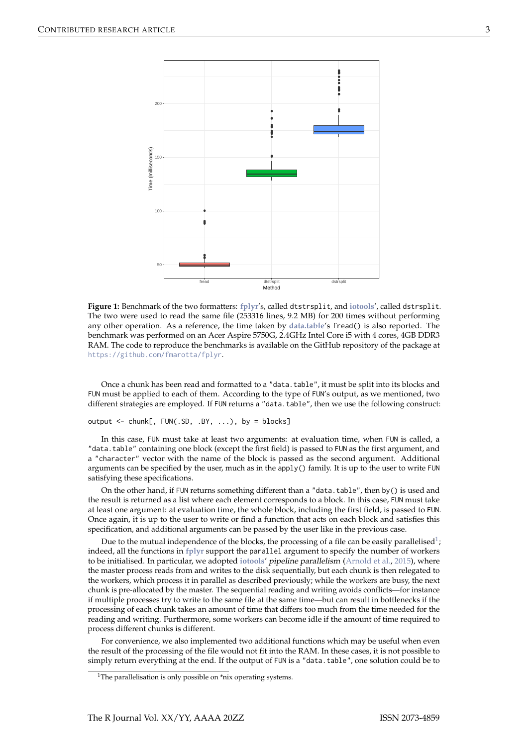**Figure 1:** Benchmark of the two formatters: **fplyr**'s, called dtstrsplit, and **iotools**', called dstrsplit. The two were used to read the same file (253316 lines, 9.2 MB) for 200 times without performing any other operation. As a reference, the time taken by **data.table**'s fread() is also reported. The benchmark was performed on an Acer Aspire 5750G, 2.4GHz Intel Core i5 with 4 cores, 4GB DDR3 RAM. The code to reproduce the benchmarks is available on the GitHub repository of the package at https://github.com/fmarotta/fplyr.

Once a chunk has been read and formatted to a "data.table", it must be split into its blocks and FUN must be applied to each of them. According to the type of FUN's output, as we mentioned, two different strategies are employed. If FUN returns a "data.table", then we use the following construct:

```
output <- chunk[, FUN(.SD, .BY, ...), by = blocks]
```

In this case, FUN must take at least two arguments: at evaluation time, when FUN is called, a "data.table" containing one block (except the first field) is passed to FUN as the first argument, and a "character" vector with the name of the block is passed as the second argument. Additional arguments can be specified by the user, much as in the apply() family. It is up to the user to write FUN satisfying these specifications.

On the other hand, if FUN returns something different than a "data.table", then by() is used and the result is returned as a list where each element corresponds to a block. In this case, FUN must take at least one argument: at evaluation time, the whole block, including the first field, is passed to FUN. Once again, it is up to the user to write or find a function that acts on each block and satisfies this specification, and additional arguments can be passed by the user like in the previous case.

Due to the mutual independence of the blocks, the processing of a file can be easily parallelised[1]; indeed, all the functions in **fplyr** support the parallel argument to specify the number of workers to be initialised. In particular, we adopted **iotools**' *pipeline parallelism* (Arnold et al., 2015), where the master process reads from and writes to the disk sequentially, but each chunk is then relegated to the workers, which process it in parallel as described previously; while the workers are busy, the next chunk is pre-allocated by the master. The sequential reading and writing avoids conflicts—for instance if multiple processes try to write to the same file at the same time—but can result in bottlenecks if the processing of each chunk takes an amount of time that differs too much from the time needed for the reading and writing. Furthermore, some workers can become idle if the amount of time required to process different chunks is different.

For convenience, we also implemented two additional functions which may be useful when even the result of the processing of the file would not fit into the RAM. In these cases, it is not possible to simply return everything at the end. If the output of FUN is a "data.table", one solution could be to

[1] The parallelisation is only possible on *nix operating systems.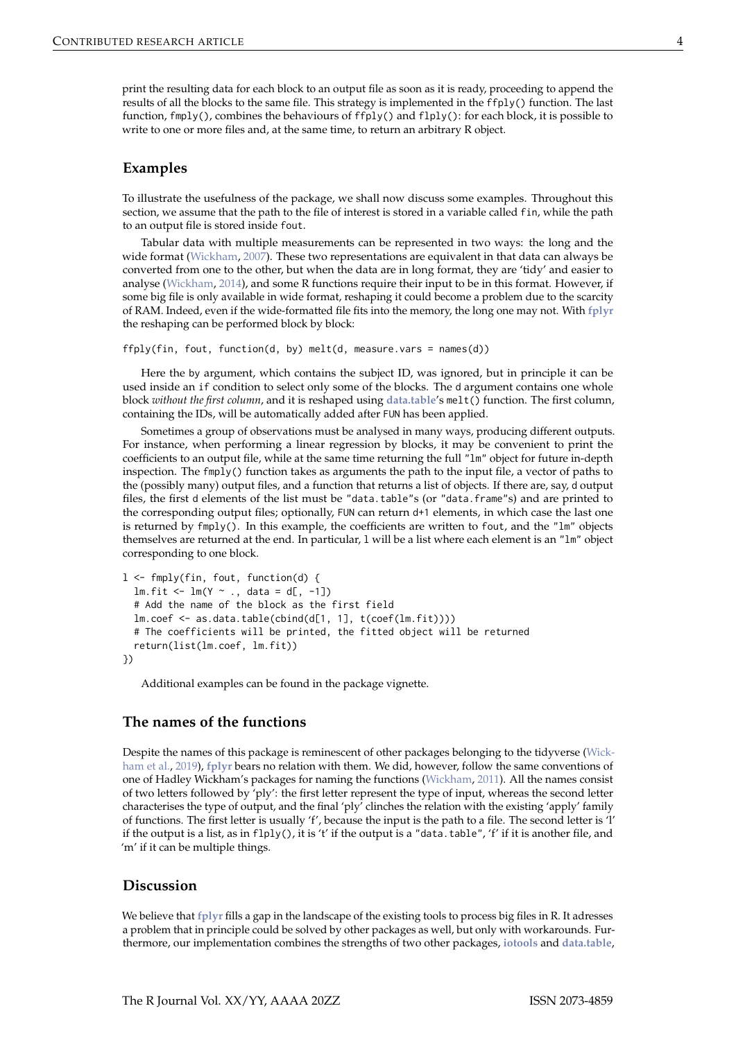print the resulting data for each block to an output file as soon as it is ready, proceeding to append the results of all the blocks to the same file. This strategy is implemented in the `ffply()` function. The last function, `fmply()`, combines the behaviours of `ffply()` and `flply()`: for each block, it is possible to write to one or more files and, at the same time, to return an arbitrary R object.

## Examples

To illustrate the usefulness of the package, we shall now discuss some examples. Throughout this section, we assume that the path to the file of interest is stored in a variable called `fin`, while the path to an output file is stored inside `fout`.

Tabular data with multiple measurements can be represented in two ways: the long and the wide format (Wickham, 2007). These two representations are equivalent in that data can always be converted from one to the other, but when the data are in long format, they are 'tidy' and easier to analyse (Wickham, 2014), and some R functions require their input to be in this format. However, if some big file is only available in wide format, reshaping it could become a problem due to the scarcity of RAM. Indeed, even if the wide-formatted file fits into the memory, the long one may not. With **fplyr** the reshaping can be performed block by block:

```
ffply(fin, fout, function(d, by) melt(d, measure.vars = names(d))
```

Here the `by` argument, which contains the subject ID, was ignored, but in principle it can be used inside an `if` condition to select only some of the blocks. The `d` argument contains one whole block *without the first column*, and it is reshaped using **data.table**'s `melt()` function. The first column, containing the IDs, will be automatically added after `FUN` has been applied.

Sometimes a group of observations must be analysed in many ways, producing different outputs. For instance, when performing a linear regression by blocks, it may be convenient to print the coefficients to an output file, while at the same time returning the full `"lm"` object for future in-depth inspection. The `fmply()` function takes as arguments the path to the input file, a vector of paths to the (possibly many) output files, and a function that returns a list of objects. If there are, say, `d` output files, the first `d` elements of the list must be `"data.table"`s (or `"data.frame"`s) and are printed to the corresponding output files; optionally, `FUN` can return `d+1` elements, in which case the last one is returned by `fmply()`. In this example, the coefficients are written to `fout`, and the `"lm"` objects themselves are returned at the end. In particular, `l` will be a list where each element is an `"lm"` object corresponding to one block.

```
l <- fmply(fin, fout, function(d) {
  lm.fit <- lm(Y ~ ., data = d[, -1])
  # Add the name of the block as the first field
  lm.coef <- as.data.table(cbind(d[1, 1], t(coef(lm.fit))))
  # The coefficients will be printed, the fitted object will be returned
  return(list(lm.coef, lm.fit))
})
```

Additional examples can be found in the package vignette.

## The names of the functions

Despite the names of this package is reminescent of other packages belonging to the tidyverse (Wickham et al., 2019), **fplyr** bears no relation with them. We did, however, follow the same conventions of one of Hadley Wickham's packages for naming the functions (Wickham, 2011). All the names consist of two letters followed by 'ply': the first letter represent the type of input, whereas the second letter characterises the type of output, and the final 'ply' clinches the relation with the existing 'apply' family of functions. The first letter is usually 'f', because the input is the path to a file. The second letter is 'l' if the output is a list, as in `flply()`, it is 't' if the output is a `"data.table"`, 'f' if it is another file, and 'm' if it can be multiple things.

## Discussion

We believe that **fplyr** fills a gap in the landscape of the existing tools to process big files in R. It adresses a problem that in principle could be solved by other packages as well, but only with workarounds. Furthermore, our implementation combines the strengths of two other packages, **iotools** and **data.table**,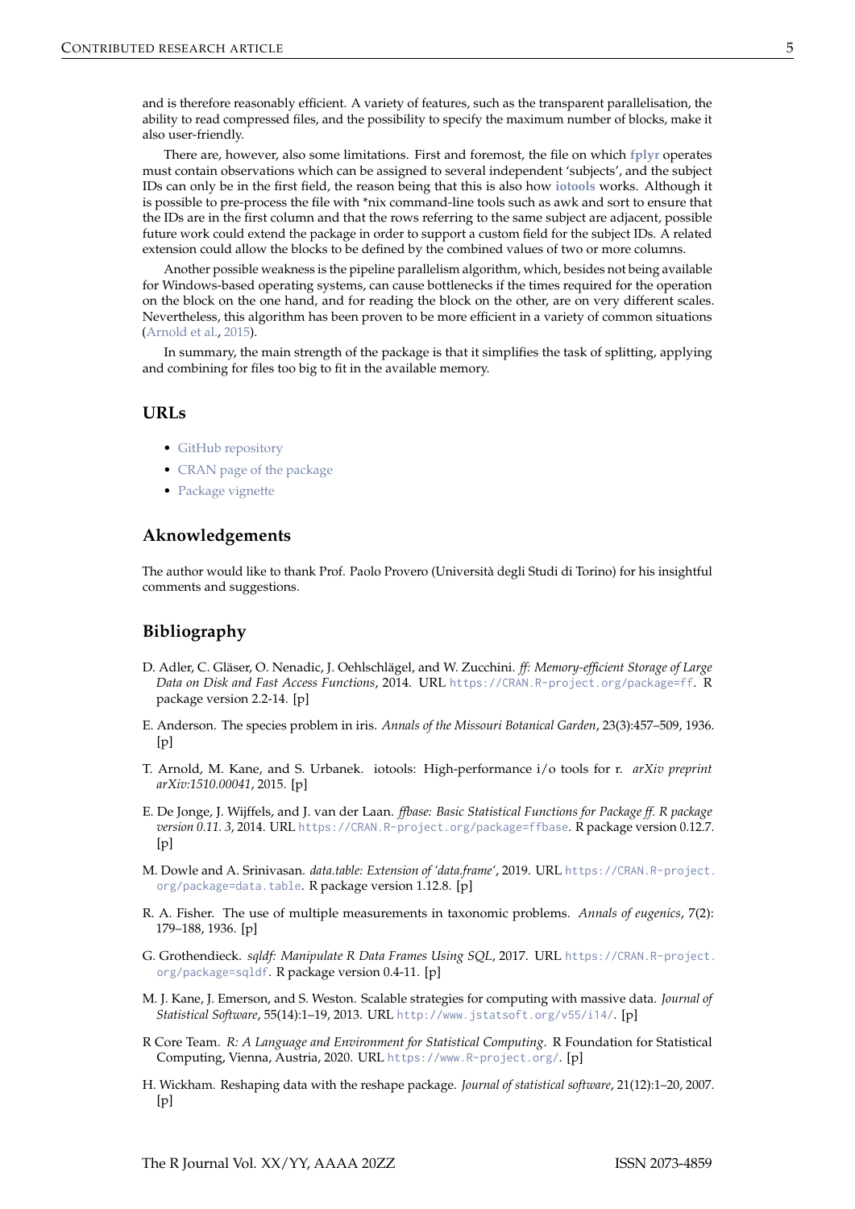and is therefore reasonably efficient. A variety of features, such as the transparent parallelisation, the ability to read compressed files, and the possibility to specify the maximum number of blocks, make it also user-friendly.

There are, however, also some limitations. First and foremost, the file on which **fplyr** operates must contain observations which can be assigned to several independent 'subjects', and the subject IDs can only be in the first field, the reason being that this is also how **iotools** works. Although it is possible to pre-process the file with *nix command-line tools such as awk and sort to ensure that the IDs are in the first column and that the rows referring to the same subject are adjacent, possible future work could extend the package in order to support a custom field for the subject IDs. A related extension could allow the blocks to be defined by the combined values of two or more columns.

Another possible weakness is the pipeline parallelism algorithm, which, besides not being available for Windows-based operating systems, can cause bottlenecks if the times required for the operation on the block on the one hand, and for reading the block on the other, are on very different scales. Nevertheless, this algorithm has been proven to be more efficient in a variety of common situations (Arnold et al., 2015).

In summary, the main strength of the package is that it simplifies the task of splitting, applying and combining for files too big to fit in the available memory.

## URLs

- GitHub repository
- CRAN page of the package
- Package vignette

## Aknowledgements

The author would like to thank Prof. Paolo Provero (Università degli Studi di Torino) for his insightful comments and suggestions.

## Bibliography

D. Adler, C. Gläser, O. Nenadic, J. Oehlschlägel, and W. Zucchini. *ff: Memory-efficient Storage of Large Data on Disk and Fast Access Functions*, 2014. URL `https://CRAN.R-project.org/package=ff`. R package version 2.2-14. [p]

E. Anderson. The species problem in iris. *Annals of the Missouri Botanical Garden*, 23(3):457–509, 1936. [p]

T. Arnold, M. Kane, and S. Urbanek. iotools: High-performance i/o tools for r. *arXiv preprint arXiv:1510.00041*, 2015. [p]

E. De Jonge, J. Wijffels, and J. van der Laan. *ffbase: Basic Statistical Functions for Package ff. R package version 0.11. 3*, 2014. URL `https://CRAN.R-project.org/package=ffbase`. R package version 0.12.7. [p]

M. Dowle and A. Srinivasan. *data.table: Extension of 'data.frame'*, 2019. URL `https://CRAN.R-project.org/package=data.table`. R package version 1.12.8. [p]

R. A. Fisher. The use of multiple measurements in taxonomic problems. *Annals of eugenics*, 7(2): 179–188, 1936. [p]

G. Grothendieck. *sqldf: Manipulate R Data Frames Using SQL*, 2017. URL `https://CRAN.R-project.org/package=sqldf`. R package version 0.4-11. [p]

M. J. Kane, J. Emerson, and S. Weston. Scalable strategies for computing with massive data. *Journal of Statistical Software*, 55(14):1–19, 2013. URL `http://www.jstatsoft.org/v55/i14/`. [p]

R Core Team. *R: A Language and Environment for Statistical Computing*. R Foundation for Statistical Computing, Vienna, Austria, 2020. URL `https://www.R-project.org/`. [p]

H. Wickham. Reshaping data with the reshape package. *Journal of statistical software*, 21(12):1–20, 2007. [p]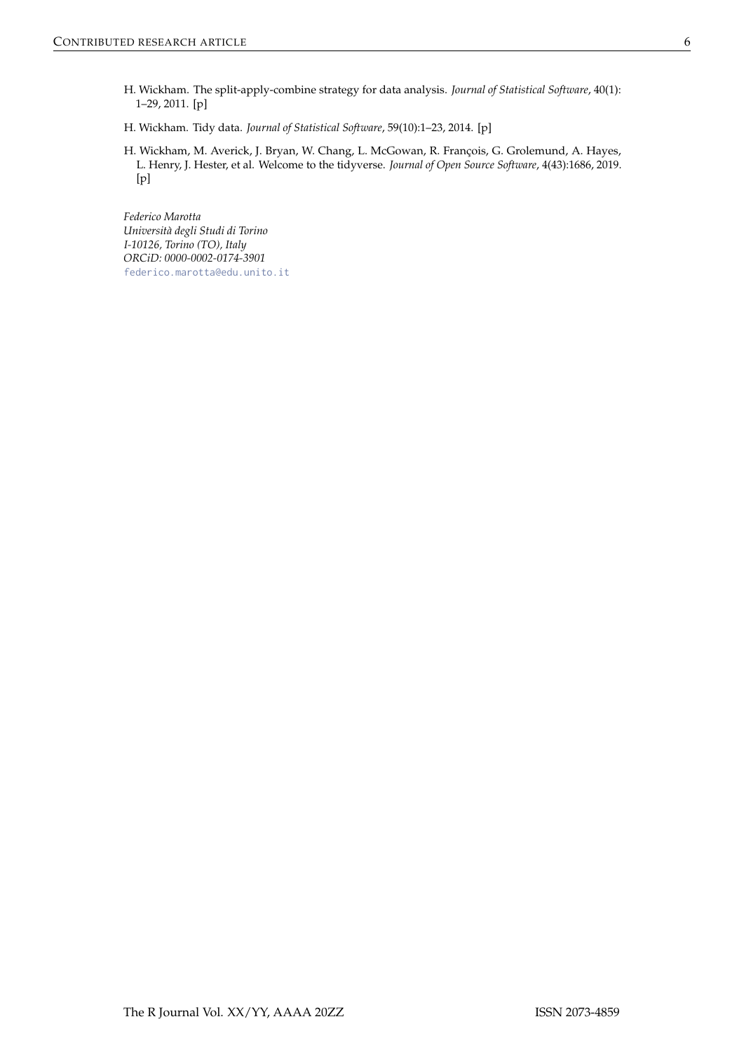H. Wickham. The split-apply-combine strategy for data analysis. *Journal of Statistical Software*, 40(1): 1–29, 2011. [p]

H. Wickham. Tidy data. *Journal of Statistical Software*, 59(10):1–23, 2014. [p]

H. Wickham, M. Averick, J. Bryan, W. Chang, L. McGowan, R. François, G. Grolemund, A. Hayes, L. Henry, J. Hester, et al. Welcome to the tidyverse. *Journal of Open Source Software*, 4(43):1686, 2019. [p]

*Federico Marotta*
*Università degli Studi di Torino*
*I-10126, Torino (TO), Italy*
*ORCiD: 0000-0002-0174-3901*
federico.marotta@edu.unito.it